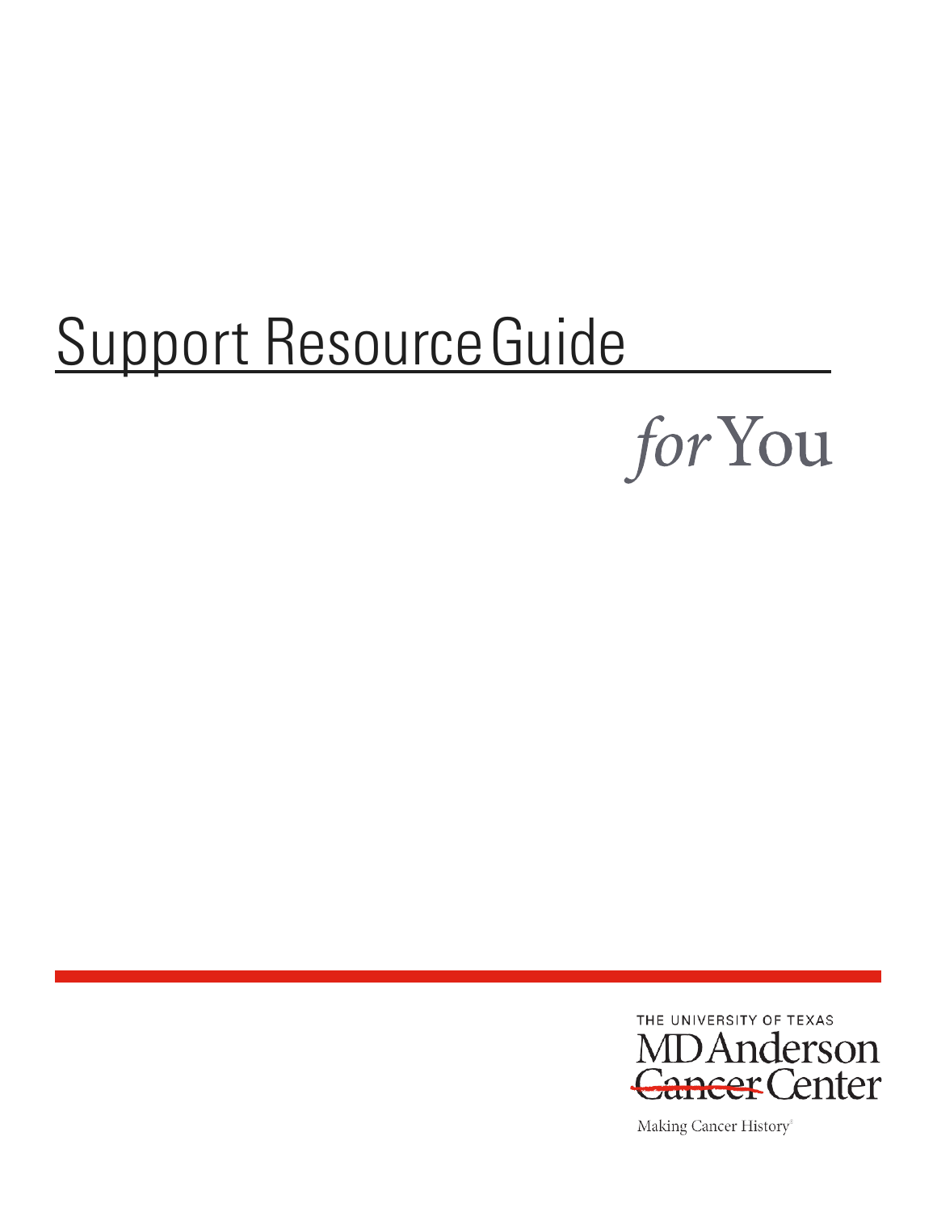# Support Resource Guide

*for* You

THE UNIVERSITY OF TEXAS
MD Anderson
Cancer Center

Making Cancer History®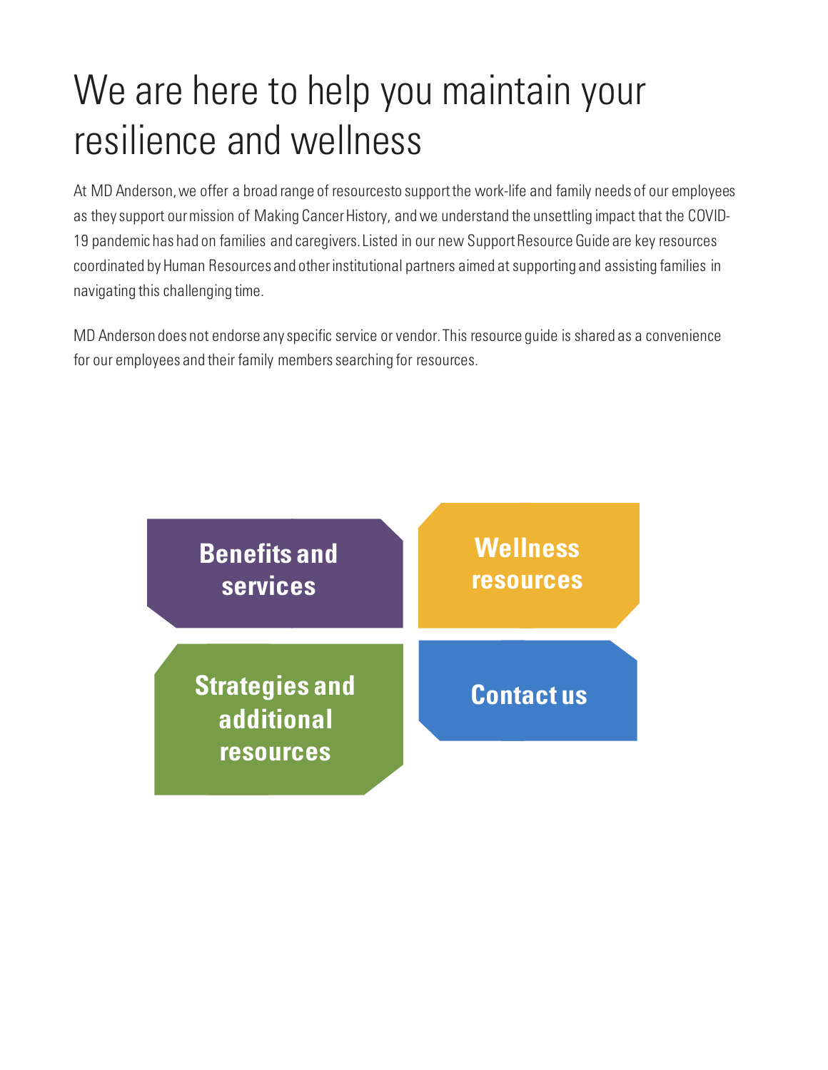# We are here to help you maintain your resilience and wellness

At MD Anderson, we offer a broad range of resourcesto support the work-life and family needs of our employees as they support our mission of Making Cancer History, and we understand the unsettling impact that the COVID-19 pandemic has had on families and caregivers. Listed in our new Support Resource Guide are key resources coordinated by Human Resources and other institutional partners aimed at supporting and assisting families in navigating this challenging time.

MD Anderson does not endorse any specific service or vendor. This resource guide is shared as a convenience for our employees and their family members searching for resources.

**Benefits and services**

**Wellness resources**

**Strategies and additional resources**

**Contact us**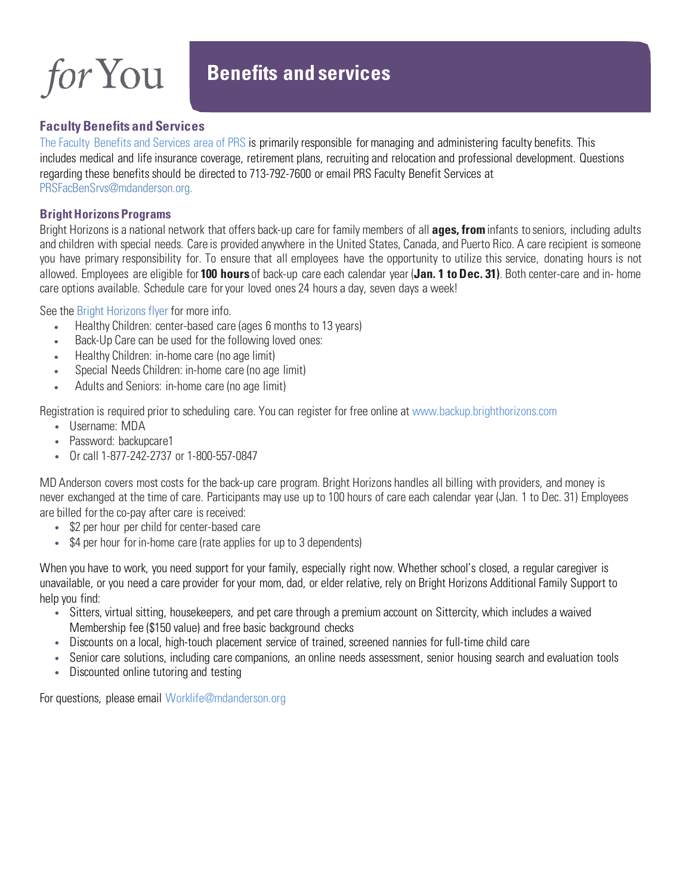# Benefits and services

## Faculty Benefits and Services

The Faculty Benefits and Services area of PRS is primarily responsible for managing and administering faculty benefits. This includes medical and life insurance coverage, retirement plans, recruiting and relocation and professional development. Questions regarding these benefits should be directed to 713-792-7600 or email PRS Faculty Benefit Services at PRSFacBenSrvs@mdanderson.org.

## Bright Horizons Programs

Bright Horizons is a national network that offers back-up care for family members of all **ages, from** infants to seniors, including adults and children with special needs. Care is provided anywhere in the United States, Canada, and Puerto Rico. A care recipient is someone you have primary responsibility for. To ensure that all employees have the opportunity to utilize this service, donating hours is not allowed. Employees are eligible for **100 hours** of back-up care each calendar year (**Jan. 1 to Dec. 31)**. Both center-care and in- home care options available. Schedule care for your loved ones 24 hours a day, seven days a week!

See the Bright Horizons flyer for more info.

- Healthy Children: center-based care (ages 6 months to 13 years)
- Back-Up Care can be used for the following loved ones:
- Healthy Children: in-home care (no age limit)
- Special Needs Children: in-home care (no age limit)
- Adults and Seniors: in-home care (no age limit)

Registration is required prior to scheduling care. You can register for free online at www.backup.brighthorizons.com

- Username: MDA
- Password: backupcare1
- Or call 1-877-242-2737 or 1-800-557-0847

MD Anderson covers most costs for the back-up care program. Bright Horizons handles all billing with providers, and money is never exchanged at the time of care. Participants may use up to 100 hours of care each calendar year (Jan. 1 to Dec. 31) Employees are billed for the co-pay after care is received:

- $2 per hour per child for center-based care
- $4 per hour for in-home care (rate applies for up to 3 dependents)

When you have to work, you need support for your family, especially right now. Whether school's closed, a regular caregiver is unavailable, or you need a care provider for your mom, dad, or elder relative, rely on Bright Horizons Additional Family Support to help you find:

- Sitters, virtual sitting, housekeepers, and pet care through a premium account on Sittercity, which includes a waived Membership fee ($150 value) and free basic background checks
- Discounts on a local, high-touch placement service of trained, screened nannies for full-time child care
- Senior care solutions, including care companions, an online needs assessment, senior housing search and evaluation tools
- Discounted online tutoring and testing

For questions, please email Worklife@mdanderson.org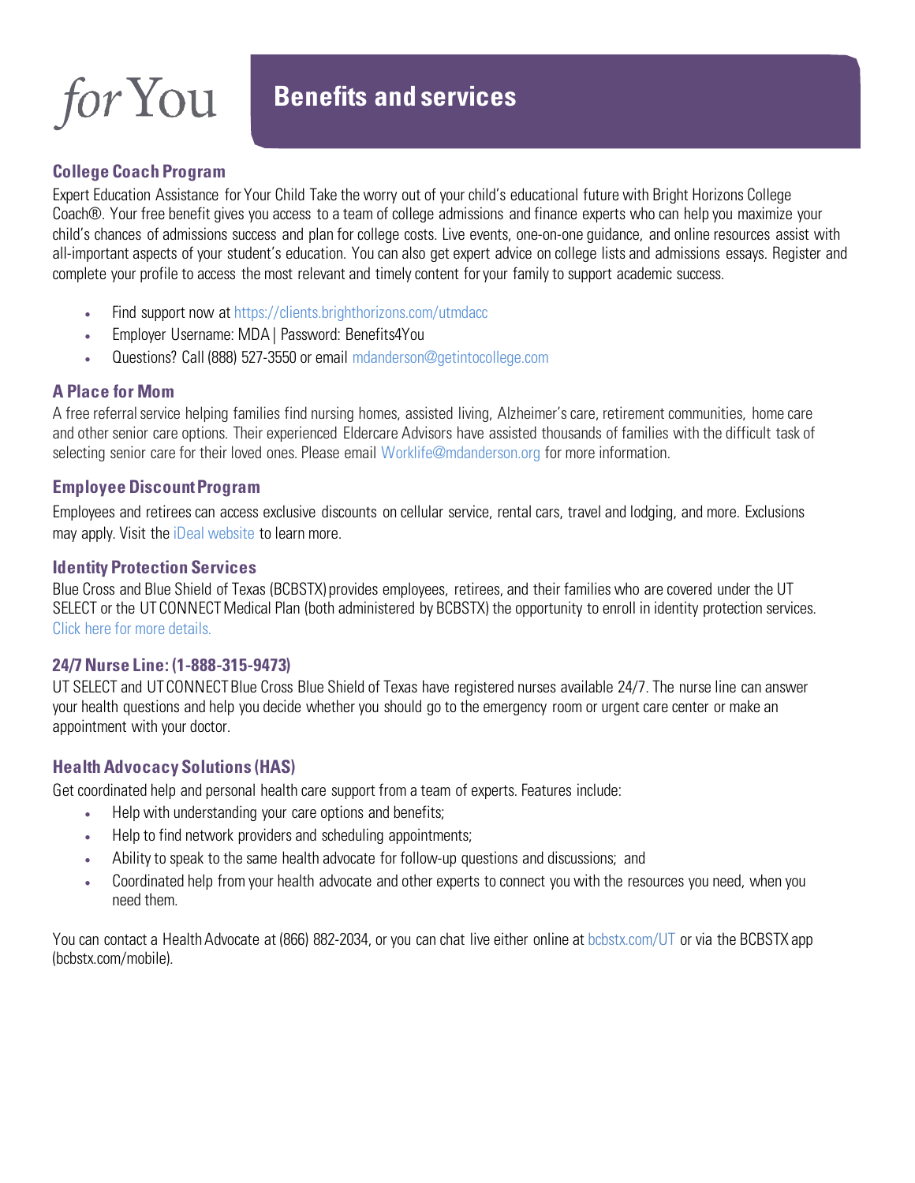*for* You

# Benefits and services

### College Coach Program

Expert Education Assistance for Your Child Take the worry out of your child's educational future with Bright Horizons College Coach®. Your free benefit gives you access to a team of college admissions and finance experts who can help you maximize your child's chances of admissions success and plan for college costs. Live events, one-on-one guidance, and online resources assist with all-important aspects of your student's education. You can also get expert advice on college lists and admissions essays. Register and complete your profile to access the most relevant and timely content for your family to support academic success.

- Find support now at https://clients.brighthorizons.com/utmdacc
- Employer Username: MDA | Password: Benefits4You
- Questions? Call (888) 527-3550 or email mdanderson@getintocollege.com

### A Place for Mom

A free referral service helping families find nursing homes, assisted living, Alzheimer's care, retirement communities, home care and other senior care options. Their experienced Eldercare Advisors have assisted thousands of families with the difficult task of selecting senior care for their loved ones. Please email Worklife@mdanderson.org for more information.

### Employee Discount Program

Employees and retirees can access exclusive discounts on cellular service, rental cars, travel and lodging, and more. Exclusions may apply. Visit the iDeal website to learn more.

### Identity Protection Services

Blue Cross and Blue Shield of Texas (BCBSTX) provides employees, retirees, and their families who are covered under the UT SELECT or the UT CONNECT Medical Plan (both administered by BCBSTX) the opportunity to enroll in identity protection services. Click here for more details.

### 24/7 Nurse Line: (1-888-315-9473)

UT SELECT and UT CONNECT Blue Cross Blue Shield of Texas have registered nurses available 24/7. The nurse line can answer your health questions and help you decide whether you should go to the emergency room or urgent care center or make an appointment with your doctor.

### Health Advocacy Solutions (HAS)

Get coordinated help and personal health care support from a team of experts. Features include:

- Help with understanding your care options and benefits;
- Help to find network providers and scheduling appointments;
- Ability to speak to the same health advocate for follow-up questions and discussions; and
- Coordinated help from your health advocate and other experts to connect you with the resources you need, when you need them.

You can contact a Health Advocate at (866) 882-2034, or you can chat live either online at bcbstx.com/UT or via the BCBSTX app (bcbstx.com/mobile).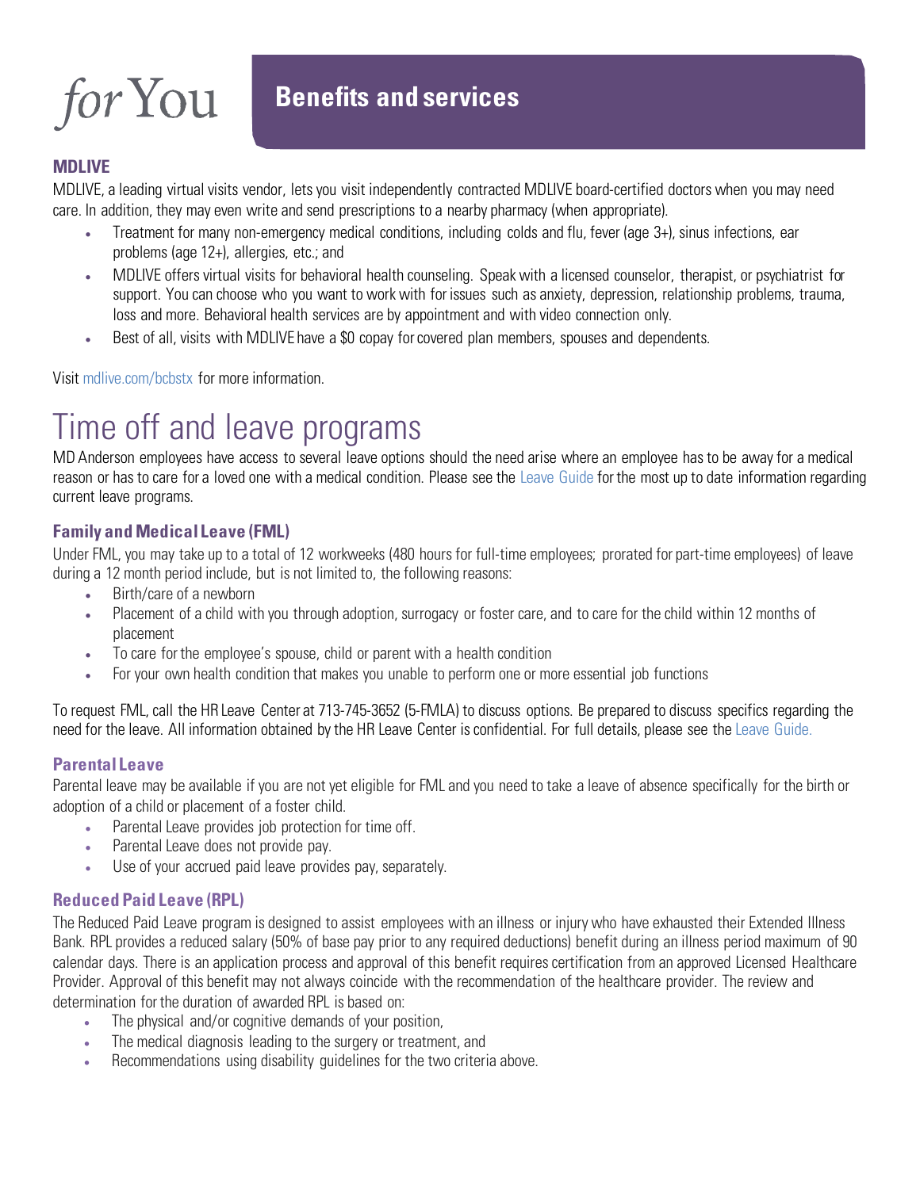## MDLIVE

MDLIVE, a leading virtual visits vendor, lets you visit independently contracted MDLIVE board-certified doctors when you may need care. In addition, they may even write and send prescriptions to a nearby pharmacy (when appropriate).

- Treatment for many non-emergency medical conditions, including colds and flu, fever (age 3+), sinus infections, ear problems (age 12+), allergies, etc.; and
- MDLIVE offers virtual visits for behavioral health counseling. Speak with a licensed counselor, therapist, or psychiatrist for support. You can choose who you want to work with for issues such as anxiety, depression, relationship problems, trauma, loss and more. Behavioral health services are by appointment and with video connection only.
- Best of all, visits with MDLIVE have a $0 copay for covered plan members, spouses and dependents.

Visit mdlive.com/bcbstx for more information.

# Time off and leave programs

MD Anderson employees have access to several leave options should the need arise where an employee has to be away for a medical reason or has to care for a loved one with a medical condition. Please see the Leave Guide for the most up to date information regarding current leave programs.

### Family and Medical Leave (FML)

Under FML, you may take up to a total of 12 workweeks (480 hours for full-time employees; prorated for part-time employees) of leave during a 12 month period include, but is not limited to, the following reasons:

- Birth/care of a newborn
- Placement of a child with you through adoption, surrogacy or foster care, and to care for the child within 12 months of placement
- To care for the employee's spouse, child or parent with a health condition
- For your own health condition that makes you unable to perform one or more essential job functions

To request FML, call the HR Leave Center at 713-745-3652 (5-FMLA) to discuss options. Be prepared to discuss specifics regarding the need for the leave. All information obtained by the HR Leave Center is confidential. For full details, please see the Leave Guide.

### Parental Leave

Parental leave may be available if you are not yet eligible for FML and you need to take a leave of absence specifically for the birth or adoption of a child or placement of a foster child.

- Parental Leave provides job protection for time off.
- Parental Leave does not provide pay.
- Use of your accrued paid leave provides pay, separately.

### Reduced Paid Leave (RPL)

The Reduced Paid Leave program is designed to assist employees with an illness or injury who have exhausted their Extended Illness Bank. RPL provides a reduced salary (50% of base pay prior to any required deductions) benefit during an illness period maximum of 90 calendar days. There is an application process and approval of this benefit requires certification from an approved Licensed Healthcare Provider. Approval of this benefit may not always coincide with the recommendation of the healthcare provider. The review and determination for the duration of awarded RPL is based on:

- The physical and/or cognitive demands of your position,
- The medical diagnosis leading to the surgery or treatment, and
- Recommendations using disability guidelines for the two criteria above.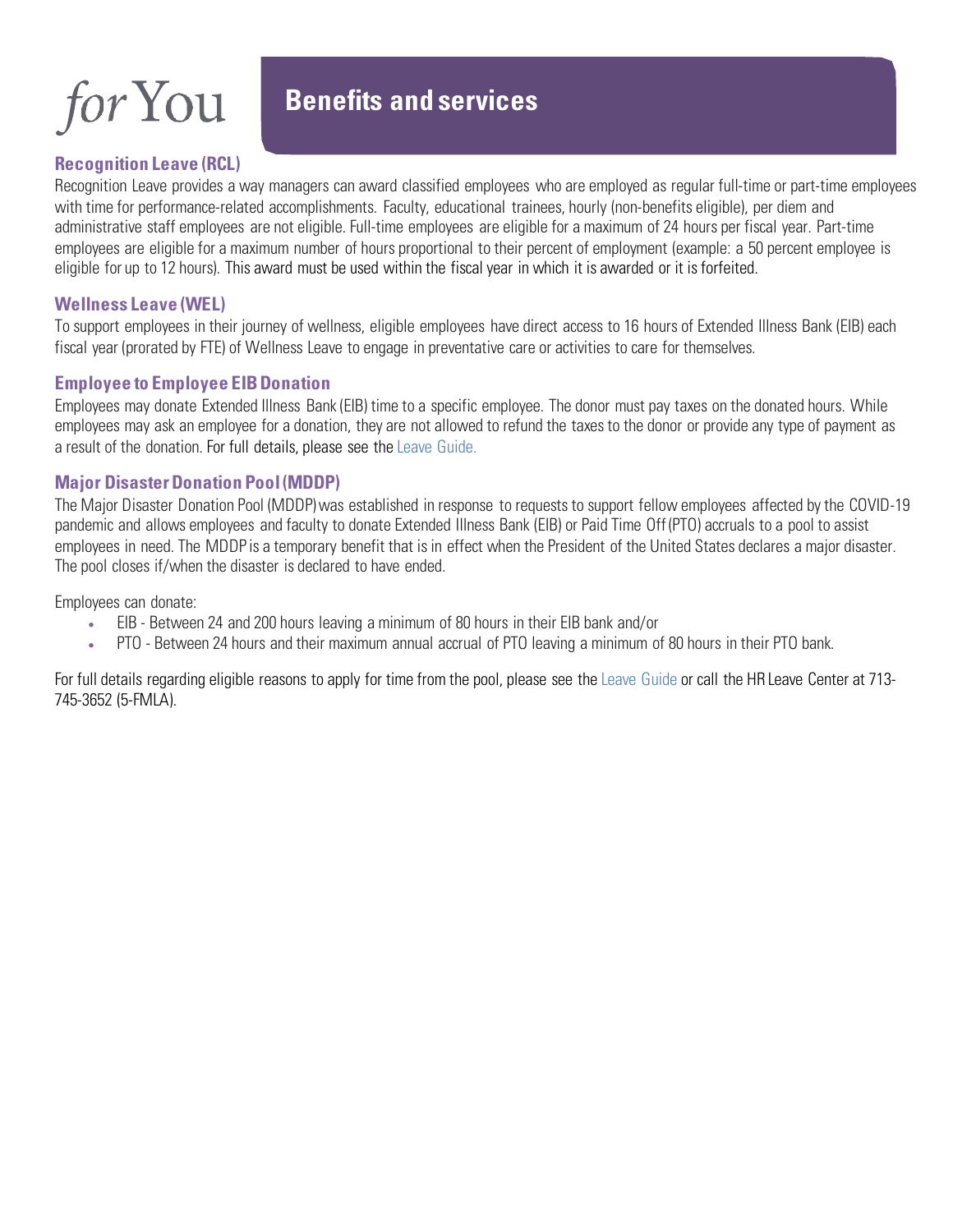## Recognition Leave (RCL)

Recognition Leave provides a way managers can award classified employees who are employed as regular full-time or part-time employees with time for performance-related accomplishments. Faculty, educational trainees, hourly (non-benefits eligible), per diem and administrative staff employees are not eligible. Full-time employees are eligible for a maximum of 24 hours per fiscal year. Part-time employees are eligible for a maximum number of hours proportional to their percent of employment (example: a 50 percent employee is eligible for up to 12 hours). This award must be used within the fiscal year in which it is awarded or it is forfeited.

## Wellness Leave (WEL)

To support employees in their journey of wellness, eligible employees have direct access to 16 hours of Extended Illness Bank (EIB) each fiscal year (prorated by FTE) of Wellness Leave to engage in preventative care or activities to care for themselves.

## Employee to Employee EIB Donation

Employees may donate Extended Illness Bank (EIB) time to a specific employee. The donor must pay taxes on the donated hours. While employees may ask an employee for a donation, they are not allowed to refund the taxes to the donor or provide any type of payment as a result of the donation. For full details, please see the Leave Guide.

## Major Disaster Donation Pool (MDDP)

The Major Disaster Donation Pool (MDDP) was established in response to requests to support fellow employees affected by the COVID-19 pandemic and allows employees and faculty to donate Extended Illness Bank (EIB) or Paid Time Off (PTO) accruals to a pool to assist employees in need. The MDDP is a temporary benefit that is in effect when the President of the United States declares a major disaster. The pool closes if/when the disaster is declared to have ended.

Employees can donate:

- EIB - Between 24 and 200 hours leaving a minimum of 80 hours in their EIB bank and/or
- PTO - Between 24 hours and their maximum annual accrual of PTO leaving a minimum of 80 hours in their PTO bank.

For full details regarding eligible reasons to apply for time from the pool, please see the Leave Guide or call the HR Leave Center at 713-745-3652 (5-FMLA).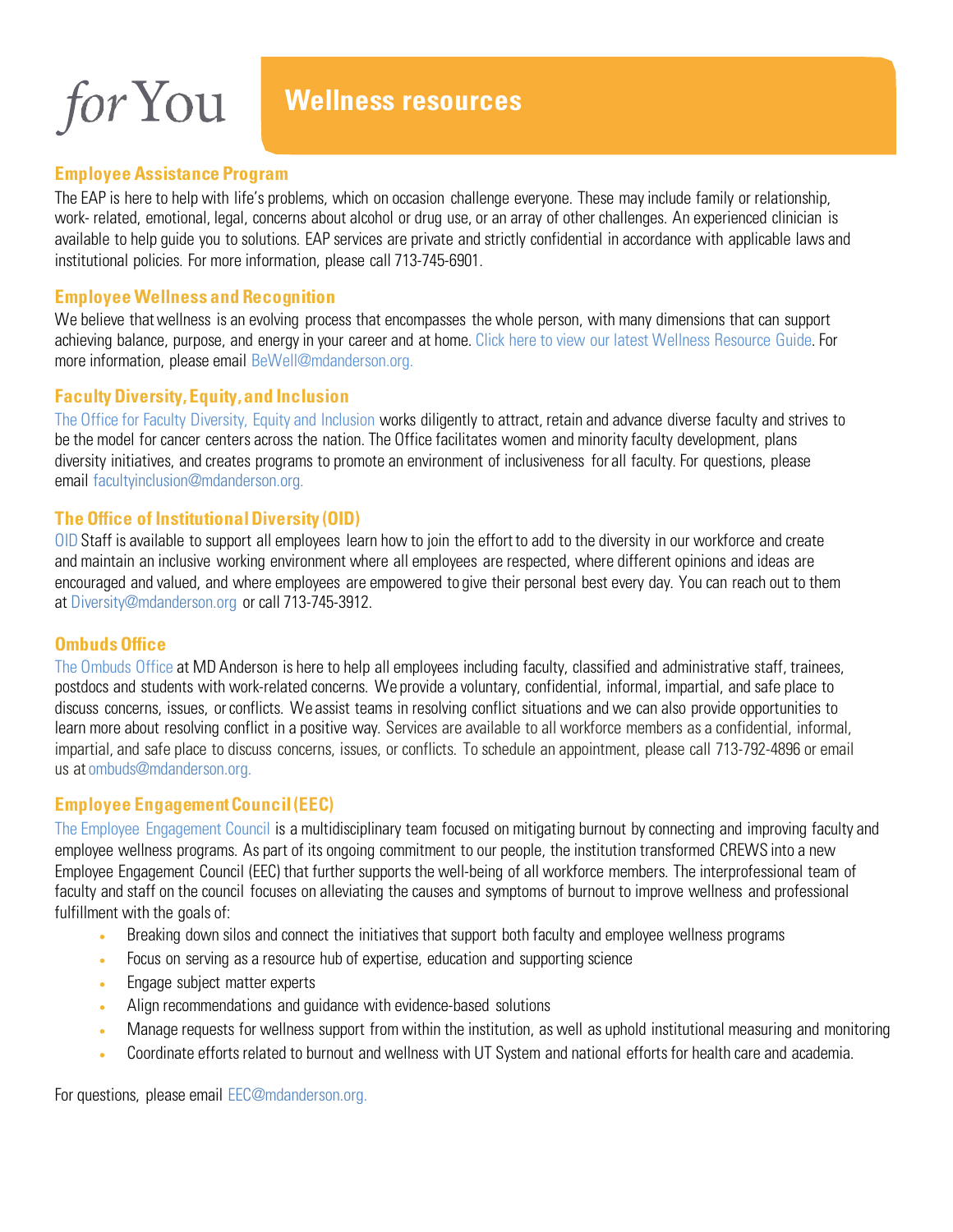for You

# Wellness resources

## Employee Assistance Program

The EAP is here to help with life's problems, which on occasion challenge everyone. These may include family or relationship, work- related, emotional, legal, concerns about alcohol or drug use, or an array of other challenges. An experienced clinician is available to help guide you to solutions. EAP services are private and strictly confidential in accordance with applicable laws and institutional policies. For more information, please call 713-745-6901.

## Employee Wellness and Recognition

We believe that wellness is an evolving process that encompasses the whole person, with many dimensions that can support achieving balance, purpose, and energy in your career and at home. Click here to view our latest Wellness Resource Guide. For more information, please email BeWell@mdanderson.org.

## Faculty Diversity, Equity, and Inclusion

The Office for Faculty Diversity, Equity and Inclusion works diligently to attract, retain and advance diverse faculty and strives to be the model for cancer centers across the nation. The Office facilitates women and minority faculty development, plans diversity initiatives, and creates programs to promote an environment of inclusiveness for all faculty. For questions, please email facultyinclusion@mdanderson.org.

## The Office of Institutional Diversity (OID)

OID Staff is available to support all employees learn how to join the effort to add to the diversity in our workforce and create and maintain an inclusive working environment where all employees are respected, where different opinions and ideas are encouraged and valued, and where employees are empowered to give their personal best every day. You can reach out to them at Diversity@mdanderson.org or call 713-745-3912.

## Ombuds Office

The Ombuds Office at MD Anderson is here to help all employees including faculty, classified and administrative staff, trainees, postdocs and students with work-related concerns. We provide a voluntary, confidential, informal, impartial, and safe place to discuss concerns, issues, or conflicts. We assist teams in resolving conflict situations and we can also provide opportunities to learn more about resolving conflict in a positive way. Services are available to all workforce members as a confidential, informal, impartial, and safe place to discuss concerns, issues, or conflicts. To schedule an appointment, please call 713-792-4896 or email us at ombuds@mdanderson.org.

## Employee Engagement Council (EEC)

The Employee Engagement Council is a multidisciplinary team focused on mitigating burnout by connecting and improving faculty and employee wellness programs. As part of its ongoing commitment to our people, the institution transformed CREWS into a new Employee Engagement Council (EEC) that further supports the well-being of all workforce members. The interprofessional team of faculty and staff on the council focuses on alleviating the causes and symptoms of burnout to improve wellness and professional fulfillment with the goals of:

- Breaking down silos and connect the initiatives that support both faculty and employee wellness programs
- Focus on serving as a resource hub of expertise, education and supporting science
- Engage subject matter experts
- Align recommendations and guidance with evidence-based solutions
- Manage requests for wellness support from within the institution, as well as uphold institutional measuring and monitoring
- Coordinate efforts related to burnout and wellness with UT System and national efforts for health care and academia.

For questions, please email EEC@mdanderson.org.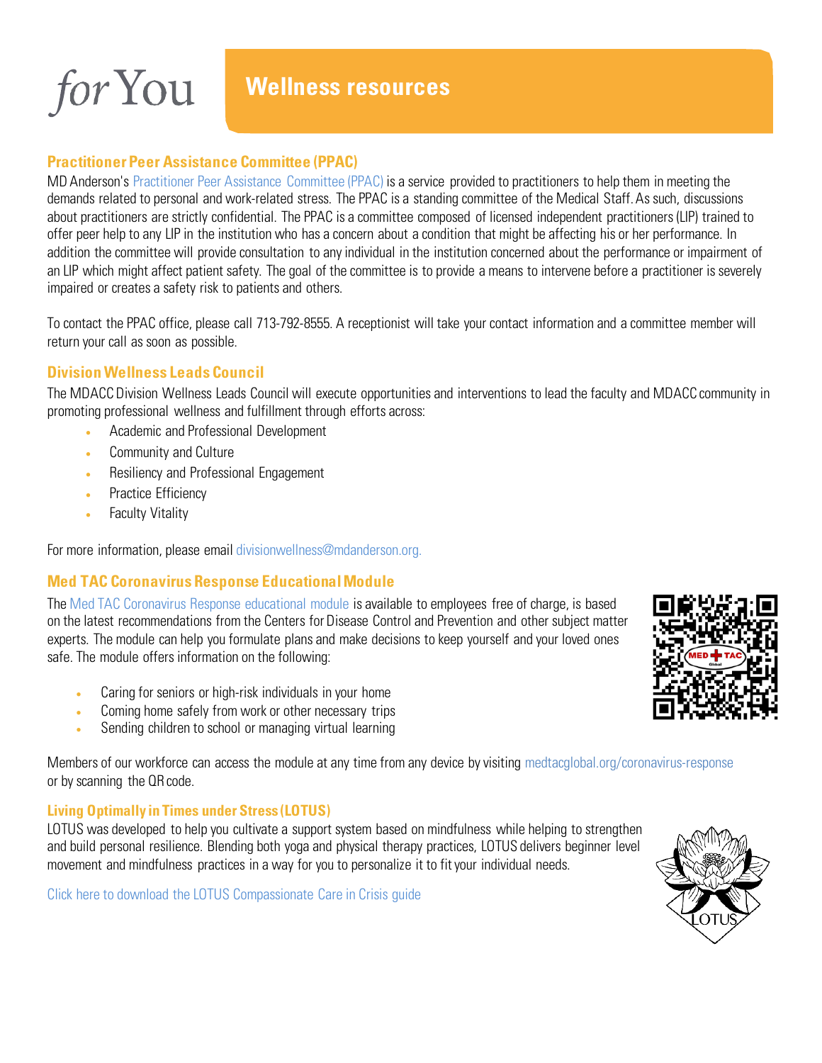# *for* You

## Wellness resources

### Practitioner Peer Assistance Committee (PPAC)

MD Anderson's Practitioner Peer Assistance Committee (PPAC) is a service provided to practitioners to help them in meeting the demands related to personal and work-related stress. The PPAC is a standing committee of the Medical Staff. As such, discussions about practitioners are strictly confidential. The PPAC is a committee composed of licensed independent practitioners (LIP) trained to offer peer help to any LIP in the institution who has a concern about a condition that might be affecting his or her performance. In addition the committee will provide consultation to any individual in the institution concerned about the performance or impairment of an LIP which might affect patient safety. The goal of the committee is to provide a means to intervene before a practitioner is severely impaired or creates a safety risk to patients and others.

To contact the PPAC office, please call 713-792-8555. A receptionist will take your contact information and a committee member will return your call as soon as possible.

### Division Wellness Leads Council

The MDACC Division Wellness Leads Council will execute opportunities and interventions to lead the faculty and MDACC community in promoting professional wellness and fulfillment through efforts across:

- Academic and Professional Development
- Community and Culture
- Resiliency and Professional Engagement
- Practice Efficiency
- Faculty Vitality

For more information, please email divisionwellness@mdanderson.org.

### Med TAC Coronavirus Response Educational Module

The Med TAC Coronavirus Response educational module is available to employees free of charge, is based on the latest recommendations from the Centers for Disease Control and Prevention and other subject matter experts. The module can help you formulate plans and make decisions to keep yourself and your loved ones safe. The module offers information on the following:

- Caring for seniors or high-risk individuals in your home
- Coming home safely from work or other necessary trips
- Sending children to school or managing virtual learning

Members of our workforce can access the module at any time from any device by visiting medtacglobal.org/coronavirus-response or by scanning the QR code.

### Living Optimally in Times under Stress (LOTUS)

LOTUS was developed to help you cultivate a support system based on mindfulness while helping to strengthen and build personal resilience. Blending both yoga and physical therapy practices, LOTUS delivers beginner level movement and mindfulness practices in a way for you to personalize it to fit your individual needs.

Click here to download the LOTUS Compassionate Care in Crisis guide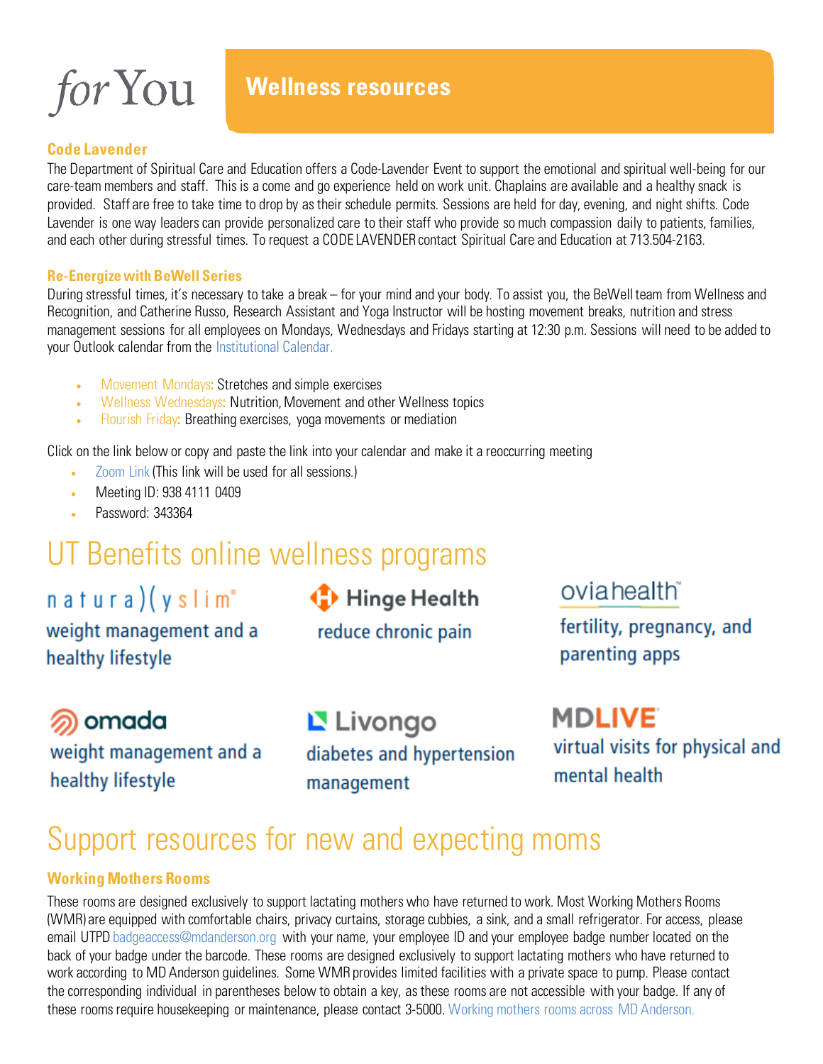# *for* You

## Wellness resources

### Code Lavender

The Department of Spiritual Care and Education offers a Code-Lavender Event to support the emotional and spiritual well-being for our care-team members and staff. This is a come and go experience held on work unit. Chaplains are available and a healthy snack is provided. Staff are free to take time to drop by as their schedule permits. Sessions are held for day, evening, and night shifts. Code Lavender is one way leaders can provide personalized care to their staff who provide so much compassion daily to patients, families, and each other during stressful times. To request a CODE LAVENDER contact Spiritual Care and Education at 713.504-2163.

### Re-Energize with BeWell Series

During stressful times, it's necessary to take a break – for your mind and your body. To assist you, the BeWell team from Wellness and Recognition, and Catherine Russo, Research Assistant and Yoga Instructor will be hosting movement breaks, nutrition and stress management sessions for all employees on Mondays, Wednesdays and Fridays starting at 12:30 p.m. Sessions will need to be added to your Outlook calendar from the Institutional Calendar.

- Movement Mondays: Stretches and simple exercises
- Wellness Wednesdays: Nutrition, Movement and other Wellness topics
- Flourish Friday: Breathing exercises, yoga movements or mediation

Click on the link below or copy and paste the link into your calendar and make it a reoccurring meeting

- Zoom Link (This link will be used for all sessions.)
- Meeting ID: 938 4111 0409
- Password: 343364

## UT Benefits online wellness programs

**naturalyslim®** – weight management and a healthy lifestyle

**Hinge Health** – reduce chronic pain

**ovia health™** – fertility, pregnancy, and parenting apps

**omada** – weight management and a healthy lifestyle

**Livongo** – diabetes and hypertension management

**MDLIVE®** – virtual visits for physical and mental health

## Support resources for new and expecting moms

### Working Mothers Rooms

These rooms are designed exclusively to support lactating mothers who have returned to work. Most Working Mothers Rooms (WMR) are equipped with comfortable chairs, privacy curtains, storage cubbies, a sink, and a small refrigerator. For access, please email UTPD badgeaccess@mdanderson.org with your name, your employee ID and your employee badge number located on the back of your badge under the barcode. These rooms are designed exclusively to support lactating mothers who have returned to work according to MD Anderson guidelines. Some WMR provides limited facilities with a private space to pump. Please contact the corresponding individual in parentheses below to obtain a key, as these rooms are not accessible with your badge. If any of these rooms require housekeeping or maintenance, please contact 3-5000. Working mothers rooms across MD Anderson.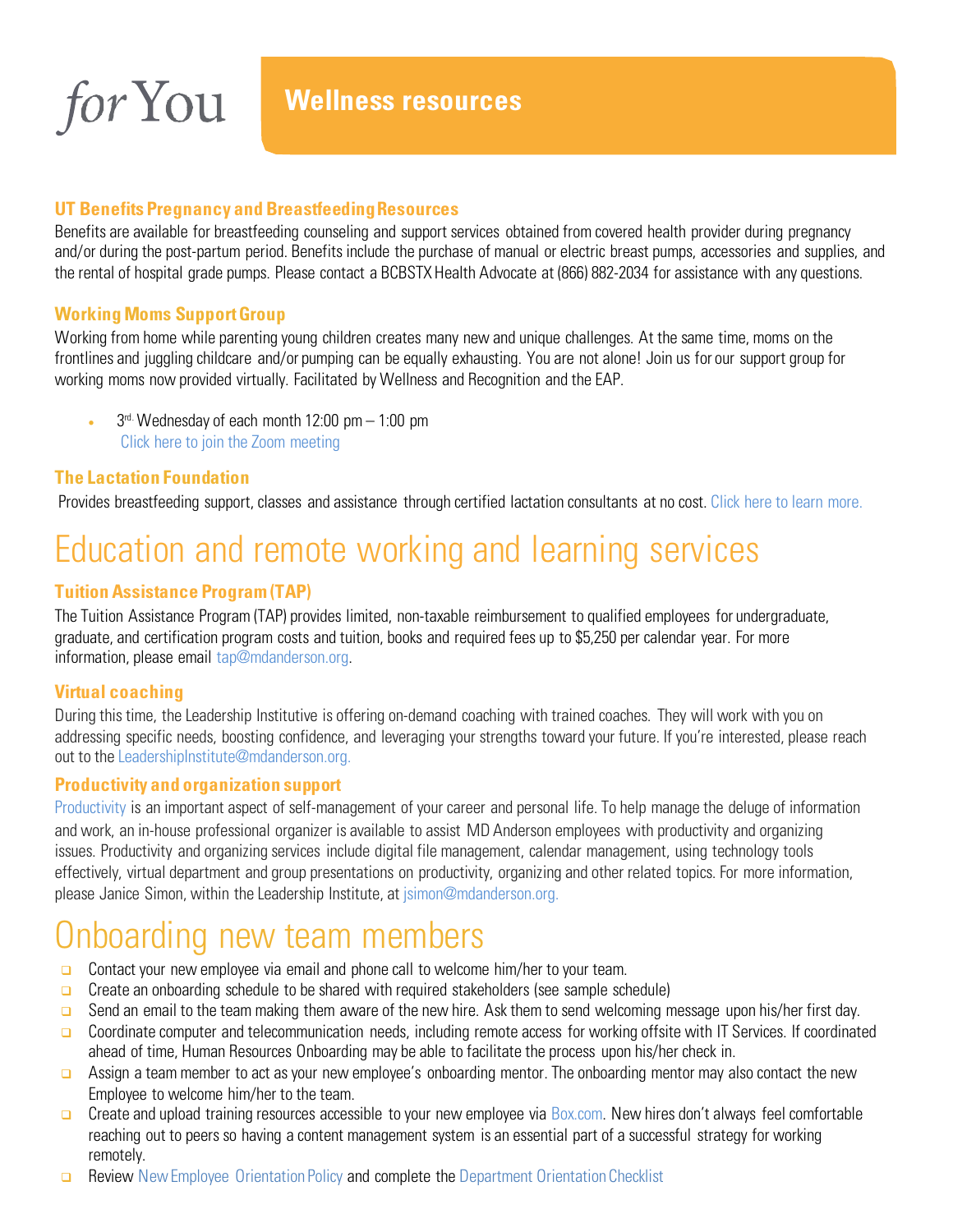*for* You

## Wellness resources

### UT Benefits Pregnancy and Breastfeeding Resources

Benefits are available for breastfeeding counseling and support services obtained from covered health provider during pregnancy and/or during the post-partum period. Benefits include the purchase of manual or electric breast pumps, accessories and supplies, and the rental of hospital grade pumps. Please contact a BCBSTX Health Advocate at (866) 882-2034 for assistance with any questions.

### Working Moms Support Group

Working from home while parenting young children creates many new and unique challenges. At the same time, moms on the frontlines and juggling childcare and/or pumping can be equally exhausting. You are not alone! Join us for our support group for working moms now provided virtually. Facilitated by Wellness and Recognition and the EAP.

- 3rd Wednesday of each month 12:00 pm – 1:00 pm
  Click here to join the Zoom meeting

### The Lactation Foundation

Provides breastfeeding support, classes and assistance through certified lactation consultants at no cost. Click here to learn more.

# Education and remote working and learning services

### Tuition Assistance Program (TAP)

The Tuition Assistance Program (TAP) provides limited, non-taxable reimbursement to qualified employees for undergraduate, graduate, and certification program costs and tuition, books and required fees up to $5,250 per calendar year. For more information, please email tap@mdanderson.org.

### Virtual coaching

During this time, the Leadership Institute is offering on-demand coaching with trained coaches. They will work with you on addressing specific needs, boosting confidence, and leveraging your strengths toward your future. If you're interested, please reach out to the LeadershipInstitute@mdanderson.org.

### Productivity and organization support

Productivity is an important aspect of self-management of your career and personal life. To help manage the deluge of information and work, an in-house professional organizer is available to assist MD Anderson employees with productivity and organizing issues. Productivity and organizing services include digital file management, calendar management, using technology tools effectively, virtual department and group presentations on productivity, organizing and other related topics. For more information, please Janice Simon, within the Leadership Institute, at jsimon@mdanderson.org.

# Onboarding new team members

- Contact your new employee via email and phone call to welcome him/her to your team.
- Create an onboarding schedule to be shared with required stakeholders (see sample schedule)
- Send an email to the team making them aware of the new hire. Ask them to send welcoming message upon his/her first day.
- Coordinate computer and telecommunication needs, including remote access for working offsite with IT Services. If coordinated ahead of time, Human Resources Onboarding may be able to facilitate the process upon his/her check in.
- Assign a team member to act as your new employee's onboarding mentor. The onboarding mentor may also contact the new Employee to welcome him/her to the team.
- Create and upload training resources accessible to your new employee via Box.com. New hires don't always feel comfortable reaching out to peers so having a content management system is an essential part of a successful strategy for working remotely.
- Review New Employee Orientation Policy and complete the Department Orientation Checklist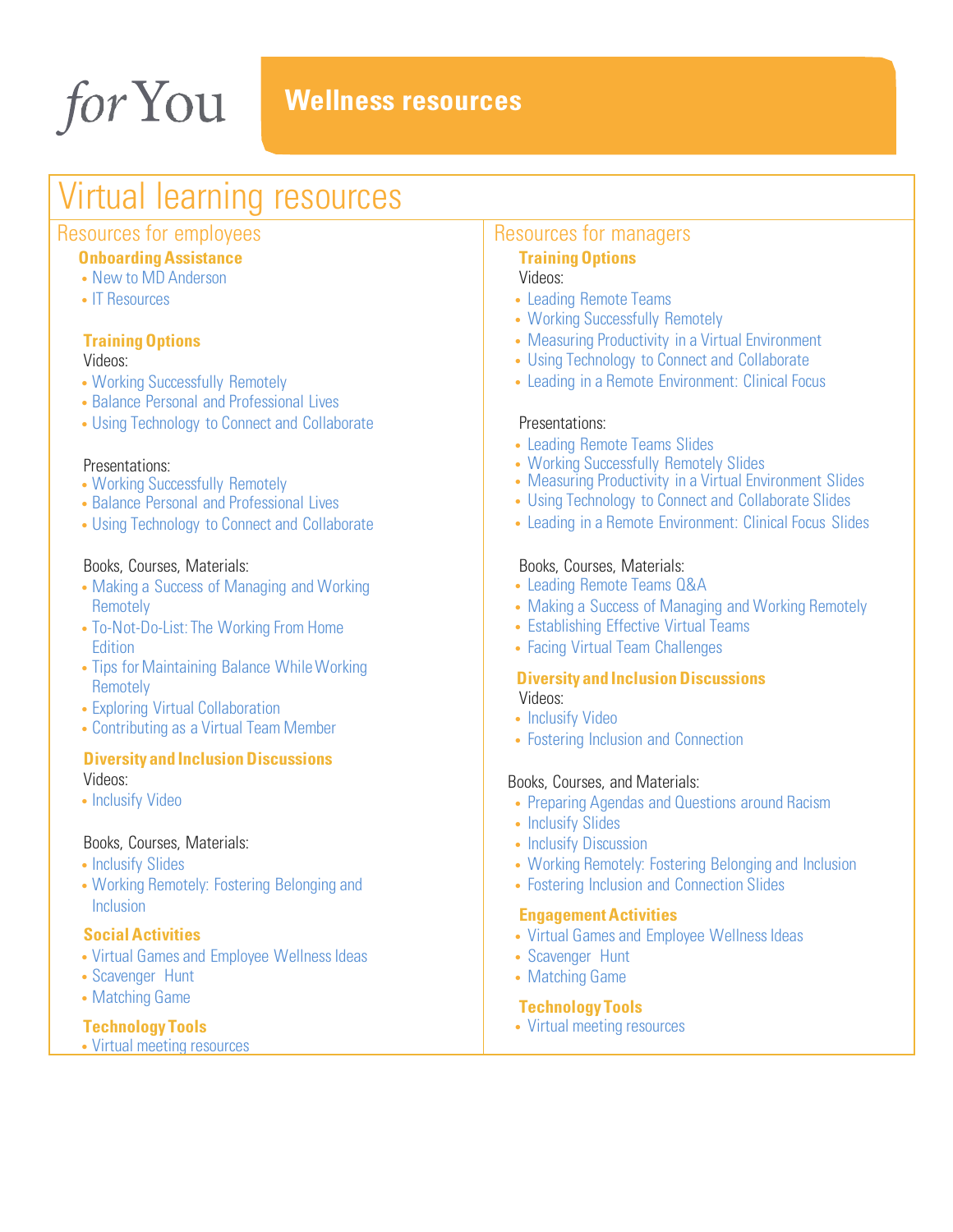forYou

# Wellness resources

## Virtual learning resources

### Resources for employees

#### Onboarding Assistance

- New to MD Anderson
- IT Resources

#### Training Options

Videos:

- Working Successfully Remotely
- Balance Personal and Professional Lives
- Using Technology to Connect and Collaborate

Presentations:

- Working Successfully Remotely
- Balance Personal and Professional Lives
- Using Technology to Connect and Collaborate

Books, Courses, Materials:

- Making a Success of Managing and Working Remotely
- To-Not-Do-List: The Working From Home Edition
- Tips for Maintaining Balance While Working Remotely
- Exploring Virtual Collaboration
- Contributing as a Virtual Team Member

#### Diversity and Inclusion Discussions

Videos:

- Inclusify Video

Books, Courses, Materials:

- Inclusify Slides
- Working Remotely: Fostering Belonging and Inclusion

#### Social Activities

- Virtual Games and Employee Wellness Ideas
- Scavenger Hunt
- Matching Game

#### Technology Tools

- Virtual meeting resources

### Resources for managers

#### Training Options

Videos:

- Leading Remote Teams
- Working Successfully Remotely
- Measuring Productivity in a Virtual Environment
- Using Technology to Connect and Collaborate
- Leading in a Remote Environment: Clinical Focus

Presentations:

- Leading Remote Teams Slides
- Working Successfully Remotely Slides
- Measuring Productivity in a Virtual Environment Slides
- Using Technology to Connect and Collaborate Slides
- Leading in a Remote Environment: Clinical Focus Slides

Books, Courses, Materials:

- Leading Remote Teams Q&A
- Making a Success of Managing and Working Remotely
- Establishing Effective Virtual Teams
- Facing Virtual Team Challenges

#### Diversity and Inclusion Discussions

Videos:

- Inclusify Video
- Fostering Inclusion and Connection

Books, Courses, and Materials:

- Preparing Agendas and Questions around Racism
- Inclusify Slides
- Inclusify Discussion
- Working Remotely: Fostering Belonging and Inclusion
- Fostering Inclusion and Connection Slides

#### Engagement Activities

- Virtual Games and Employee Wellness Ideas
- Scavenger Hunt
- Matching Game

#### Technology Tools

- Virtual meeting resources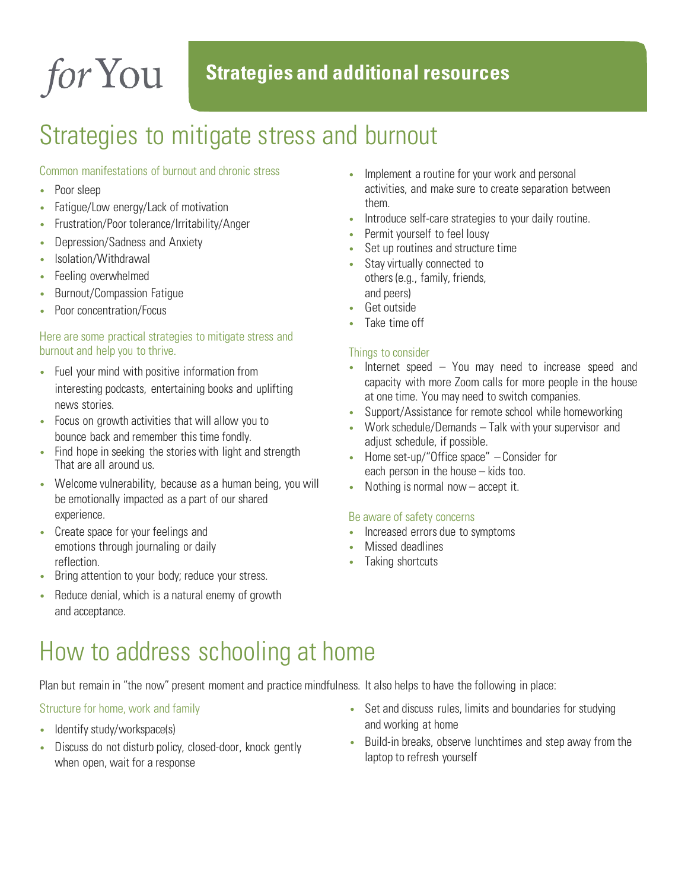*for* You

**Strategies and additional resources**

# Strategies to mitigate stress and burnout

### Common manifestations of burnout and chronic stress

- Poor sleep
- Fatigue/Low energy/Lack of motivation
- Frustration/Poor tolerance/Irritability/Anger
- Depression/Sadness and Anxiety
- Isolation/Withdrawal
- Feeling overwhelmed
- Burnout/Compassion Fatigue
- Poor concentration/Focus

### Here are some practical strategies to mitigate stress and burnout and help you to thrive.

- Fuel your mind with positive information from interesting podcasts, entertaining books and uplifting news stories.
- Focus on growth activities that will allow you to bounce back and remember this time fondly.
- Find hope in seeking the stories with light and strength That are all around us.
- Welcome vulnerability, because as a human being, you will be emotionally impacted as a part of our shared experience.
- Create space for your feelings and emotions through journaling or daily reflection.
- Bring attention to your body; reduce your stress.
- Reduce denial, which is a natural enemy of growth and acceptance.
- Implement a routine for your work and personal activities, and make sure to create separation between them.
- Introduce self-care strategies to your daily routine.
- Permit yourself to feel lousy
- Set up routines and structure time
- Stay virtually connected to others (e.g., family, friends, and peers)
- Get outside
- Take time off

### Things to consider

- Internet speed – You may need to increase speed and capacity with more Zoom calls for more people in the house at one time. You may need to switch companies.
- Support/Assistance for remote school while homeworking
- Work schedule/Demands – Talk with your supervisor and adjust schedule, if possible.
- Home set-up/"Office space" – Consider for each person in the house – kids too.
- Nothing is normal now – accept it.

### Be aware of safety concerns

- Increased errors due to symptoms
- Missed deadlines
- Taking shortcuts

# How to address schooling at home

Plan but remain in "the now" present moment and practice mindfulness. It also helps to have the following in place:

### Structure for home, work and family

- Identify study/workspace(s)
- Discuss do not disturb policy, closed-door, knock gently when open, wait for a response
- Set and discuss rules, limits and boundaries for studying and working at home
- Build-in breaks, observe lunchtimes and step away from the laptop to refresh yourself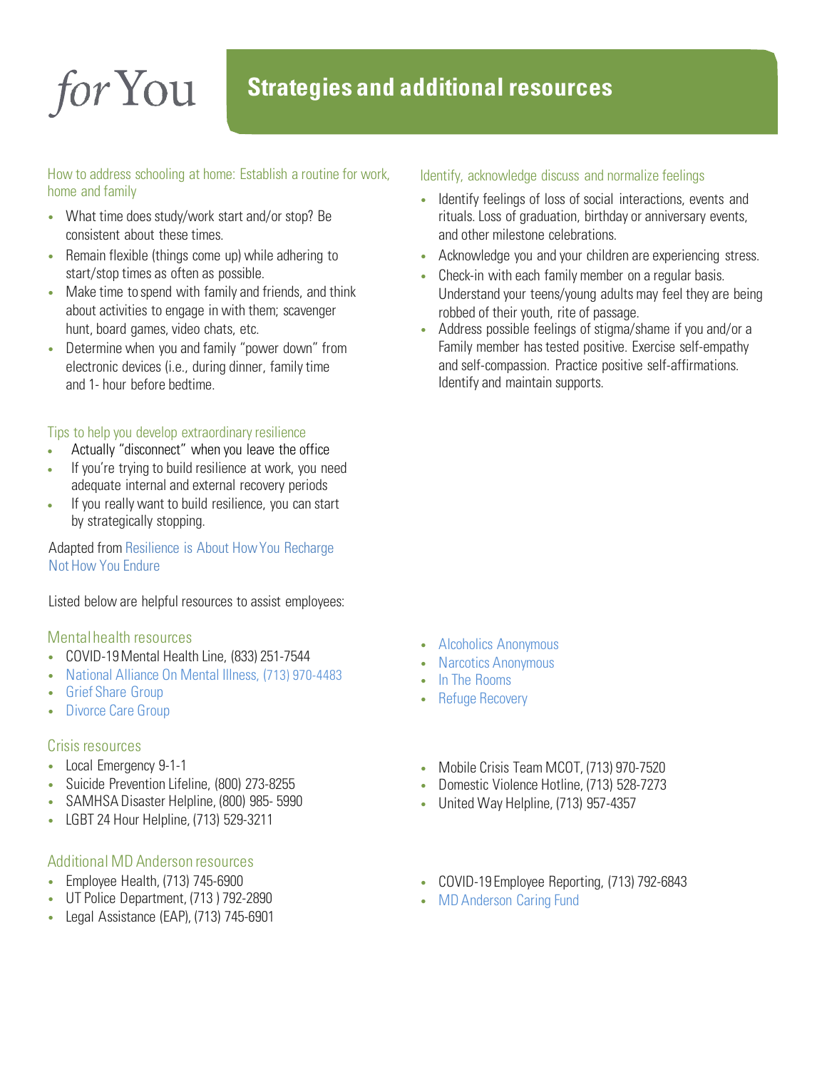*for* You

# Strategies and additional resources

### How to address schooling at home: Establish a routine for work, home and family

- What time does study/work start and/or stop? Be consistent about these times.
- Remain flexible (things come up) while adhering to start/stop times as often as possible.
- Make time to spend with family and friends, and think about activities to engage in with them; scavenger hunt, board games, video chats, etc.
- Determine when you and family "power down" from electronic devices (i.e., during dinner, family time and 1- hour before bedtime.

### Tips to help you develop extraordinary resilience

- Actually "disconnect" when you leave the office
- If you're trying to build resilience at work, you need adequate internal and external recovery periods
- If you really want to build resilience, you can start by strategically stopping.

Adapted from Resilience is About How You Recharge Not How You Endure

### Identify, acknowledge discuss and normalize feelings

- Identify feelings of loss of social interactions, events and rituals. Loss of graduation, birthday or anniversary events, and other milestone celebrations.
- Acknowledge you and your children are experiencing stress.
- Check-in with each family member on a regular basis. Understand your teens/young adults may feel they are being robbed of their youth, rite of passage.
- Address possible feelings of stigma/shame if you and/or a Family member has tested positive. Exercise self-empathy and self-compassion. Practice positive self-affirmations. Identify and maintain supports.

Listed below are helpful resources to assist employees:

### Mental health resources

- COVID-19 Mental Health Line, (833) 251-7544
- National Alliance On Mental Illness, (713) 970-4483
- Grief Share Group
- Divorce Care Group
- Alcoholics Anonymous
- Narcotics Anonymous
- In The Rooms
- Refuge Recovery

### Crisis resources

- Local Emergency 9-1-1
- Suicide Prevention Lifeline, (800) 273-8255
- SAMHSA Disaster Helpline, (800) 985- 5990
- LGBT 24 Hour Helpline, (713) 529-3211
- Mobile Crisis Team MCOT, (713) 970-7520
- Domestic Violence Hotline, (713) 528-7273
- United Way Helpline, (713) 957-4357

### Additional MD Anderson resources

- Employee Health, (713) 745-6900
- UT Police Department, (713 ) 792-2890
- Legal Assistance (EAP), (713) 745-6901
- COVID-19 Employee Reporting, (713) 792-6843
- MD Anderson Caring Fund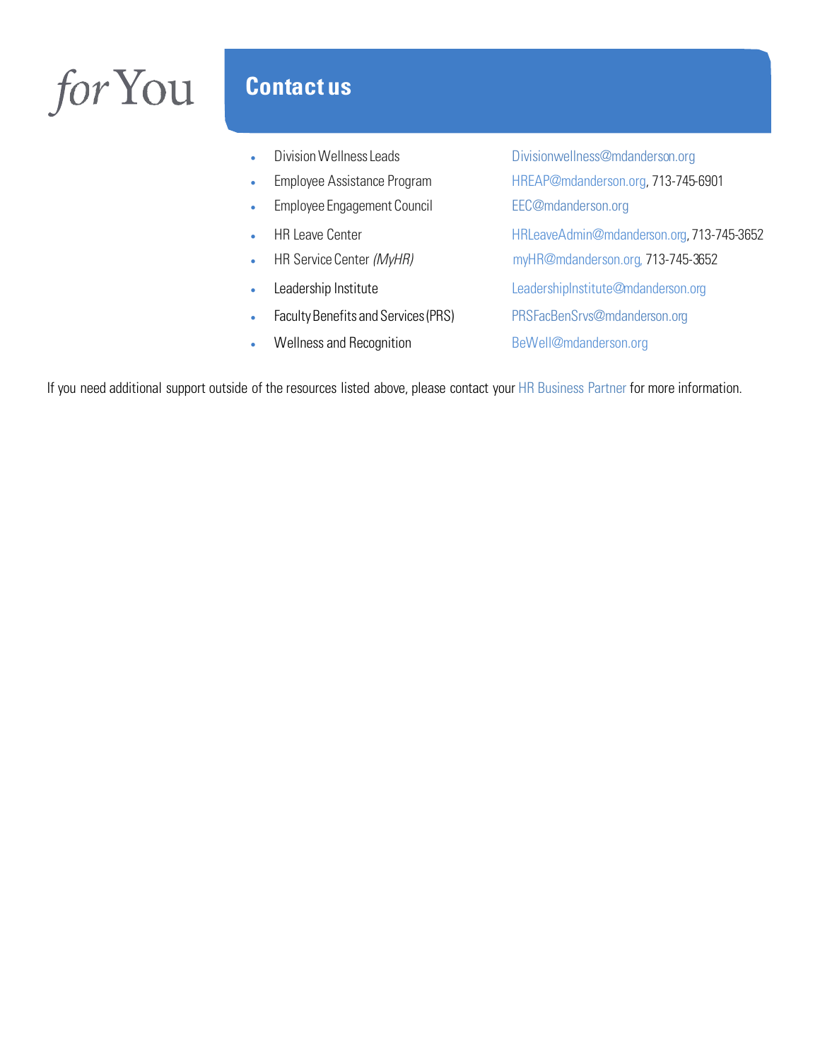for You

## Contact us

- Division Wellness Leads — Divisionwellness@mdanderson.org
- Employee Assistance Program — HREAP@mdanderson.org, 713-745-6901
- Employee Engagement Council — EEC@mdanderson.org
- HR Leave Center — HRLeaveAdmin@mdanderson.org, 713-745-3652
- HR Service Center *(MyHR)* — myHR@mdanderson.org, 713-745-3652
- Leadership Institute — LeadershipInstitute@mdanderson.org
- Faculty Benefits and Services (PRS) — PRSFacBenSrvs@mdanderson.org
- Wellness and Recognition — BeWell@mdanderson.org

If you need additional support outside of the resources listed above, please contact your HR Business Partner for more information.